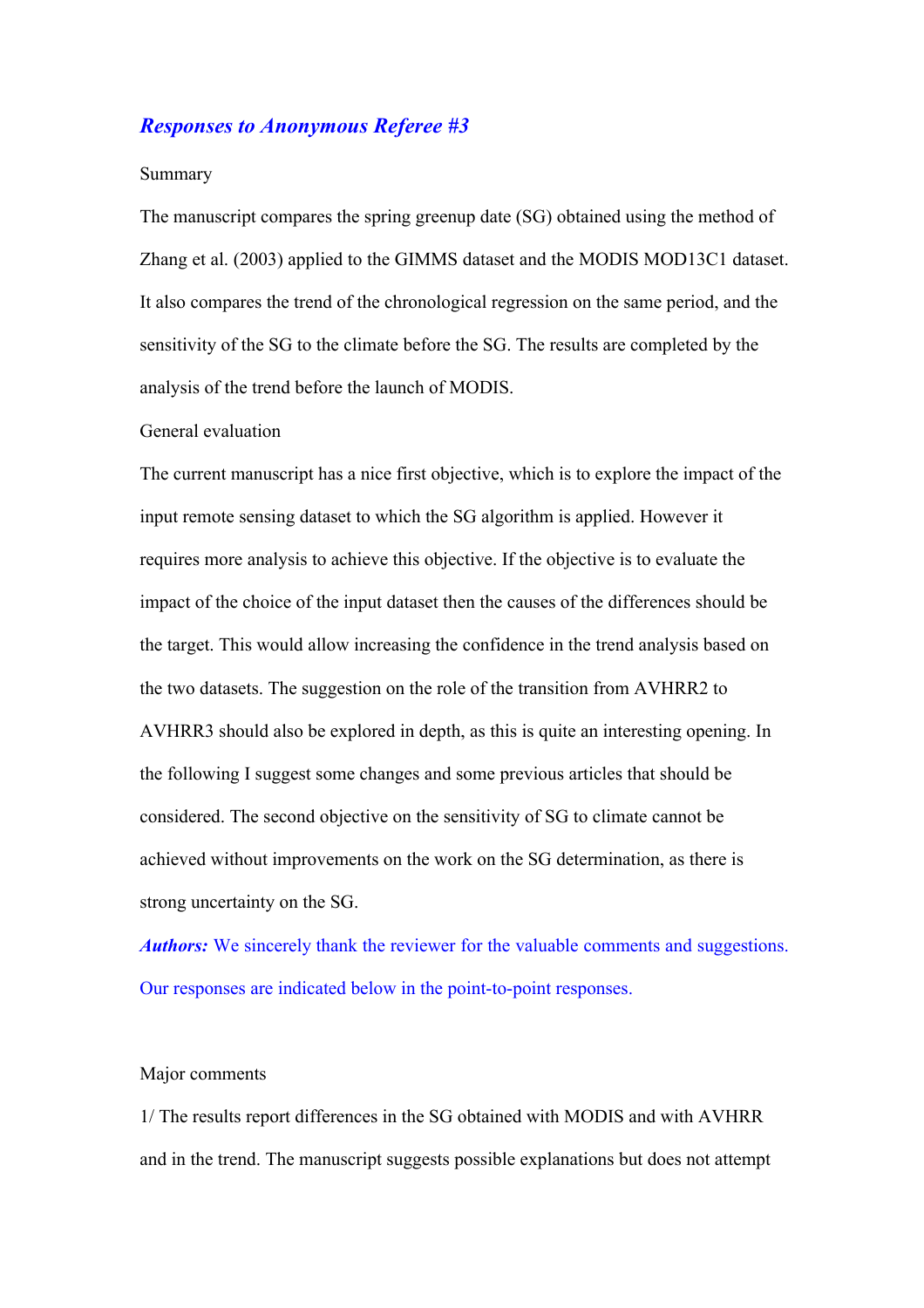## ***Responses to Anonymous Referee #3***

Summary

The manuscript compares the spring greenup date (SG) obtained using the method of Zhang et al. (2003) applied to the GIMMS dataset and the MODIS MOD13C1 dataset. It also compares the trend of the chronological regression on the same period, and the sensitivity of the SG to the climate before the SG. The results are completed by the analysis of the trend before the launch of MODIS.

General evaluation

The current manuscript has a nice first objective, which is to explore the impact of the input remote sensing dataset to which the SG algorithm is applied. However it requires more analysis to achieve this objective. If the objective is to evaluate the impact of the choice of the input dataset then the causes of the differences should be the target. This would allow increasing the confidence in the trend analysis based on the two datasets. The suggestion on the role of the transition from AVHRR2 to AVHRR3 should also be explored in depth, as this is quite an interesting opening. In the following I suggest some changes and some previous articles that should be considered. The second objective on the sensitivity of SG to climate cannot be achieved without improvements on the work on the SG determination, as there is strong uncertainty on the SG.

***Authors:*** We sincerely thank the reviewer for the valuable comments and suggestions. Our responses are indicated below in the point-to-point responses.

Major comments

1/ The results report differences in the SG obtained with MODIS and with AVHRR and in the trend. The manuscript suggests possible explanations but does not attempt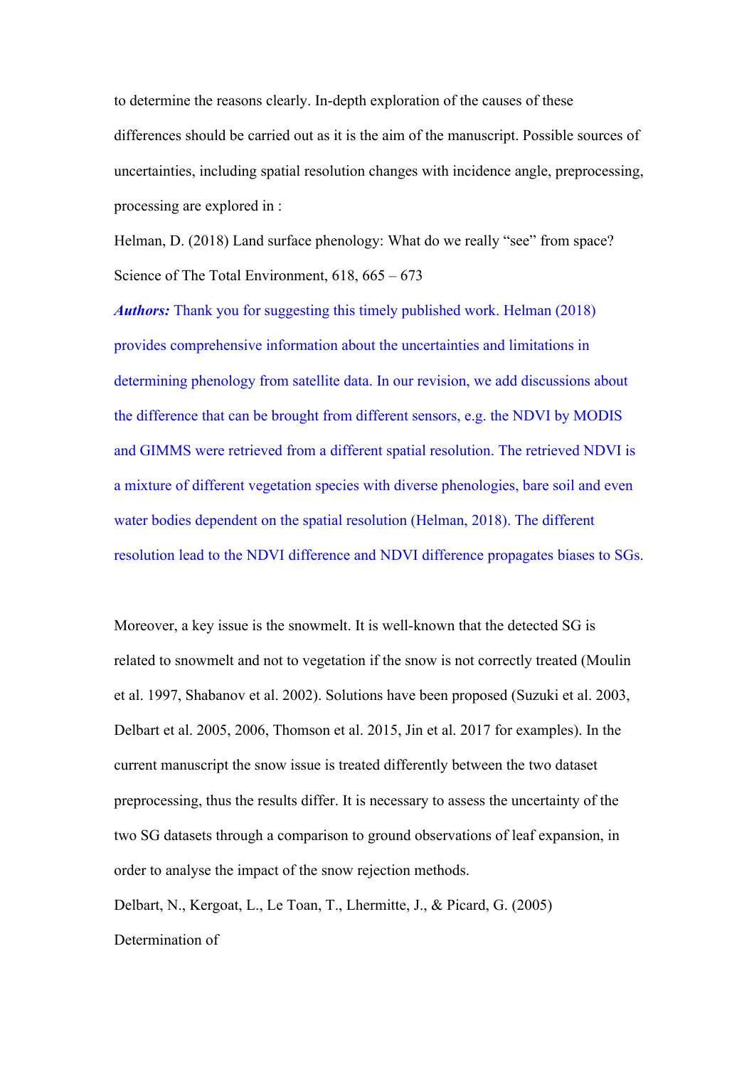to determine the reasons clearly. In-depth exploration of the causes of these differences should be carried out as it is the aim of the manuscript. Possible sources of uncertainties, including spatial resolution changes with incidence angle, preprocessing, processing are explored in :

Helman, D. (2018) Land surface phenology: What do we really "see" from space? Science of The Total Environment, 618, 665 – 673

***Authors:*** Thank you for suggesting this timely published work. Helman (2018) provides comprehensive information about the uncertainties and limitations in determining phenology from satellite data. In our revision, we add discussions about the difference that can be brought from different sensors, e.g. the NDVI by MODIS and GIMMS were retrieved from a different spatial resolution. The retrieved NDVI is a mixture of different vegetation species with diverse phenologies, bare soil and even water bodies dependent on the spatial resolution (Helman, 2018). The different resolution lead to the NDVI difference and NDVI difference propagates biases to SGs.

Moreover, a key issue is the snowmelt. It is well-known that the detected SG is related to snowmelt and not to vegetation if the snow is not correctly treated (Moulin et al. 1997, Shabanov et al. 2002). Solutions have been proposed (Suzuki et al. 2003, Delbart et al. 2005, 2006, Thomson et al. 2015, Jin et al. 2017 for examples). In the current manuscript the snow issue is treated differently between the two dataset preprocessing, thus the results differ. It is necessary to assess the uncertainty of the two SG datasets through a comparison to ground observations of leaf expansion, in order to analyse the impact of the snow rejection methods.

Delbart, N., Kergoat, L., Le Toan, T., Lhermitte, J., & Picard, G. (2005) Determination of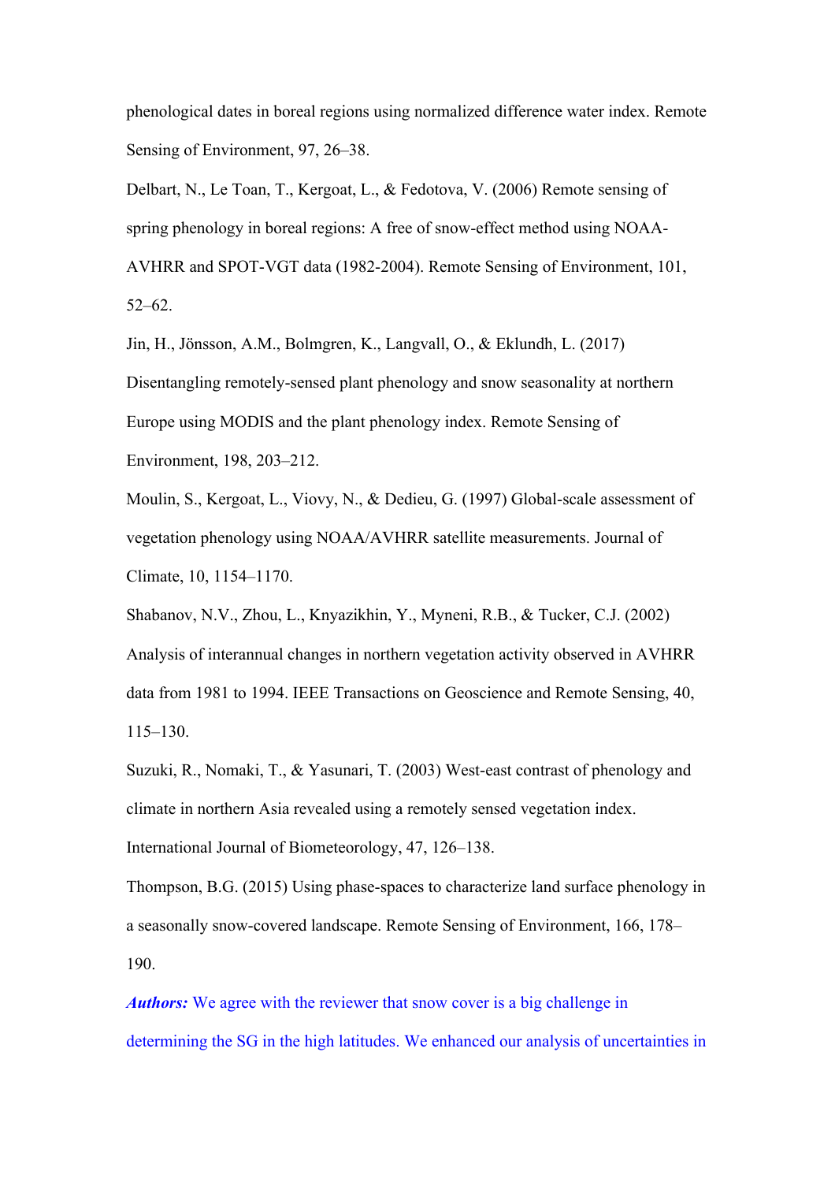phenological dates in boreal regions using normalized difference water index. Remote Sensing of Environment, 97, 26–38.

Delbart, N., Le Toan, T., Kergoat, L., & Fedotova, V. (2006) Remote sensing of spring phenology in boreal regions: A free of snow-effect method using NOAA-AVHRR and SPOT-VGT data (1982-2004). Remote Sensing of Environment, 101, 52–62.

Jin, H., Jönsson, A.M., Bolmgren, K., Langvall, O., & Eklundh, L. (2017) Disentangling remotely-sensed plant phenology and snow seasonality at northern Europe using MODIS and the plant phenology index. Remote Sensing of Environment, 198, 203–212.

Moulin, S., Kergoat, L., Viovy, N., & Dedieu, G. (1997) Global-scale assessment of vegetation phenology using NOAA/AVHRR satellite measurements. Journal of Climate, 10, 1154–1170.

Shabanov, N.V., Zhou, L., Knyazikhin, Y., Myneni, R.B., & Tucker, C.J. (2002) Analysis of interannual changes in northern vegetation activity observed in AVHRR data from 1981 to 1994. IEEE Transactions on Geoscience and Remote Sensing, 40, 115–130.

Suzuki, R., Nomaki, T., & Yasunari, T. (2003) West-east contrast of phenology and climate in northern Asia revealed using a remotely sensed vegetation index. International Journal of Biometeorology, 47, 126–138.

Thompson, B.G. (2015) Using phase-spaces to characterize land surface phenology in a seasonally snow-covered landscape. Remote Sensing of Environment, 166, 178–190.

***Authors:*** We agree with the reviewer that snow cover is a big challenge in determining the SG in the high latitudes. We enhanced our analysis of uncertainties in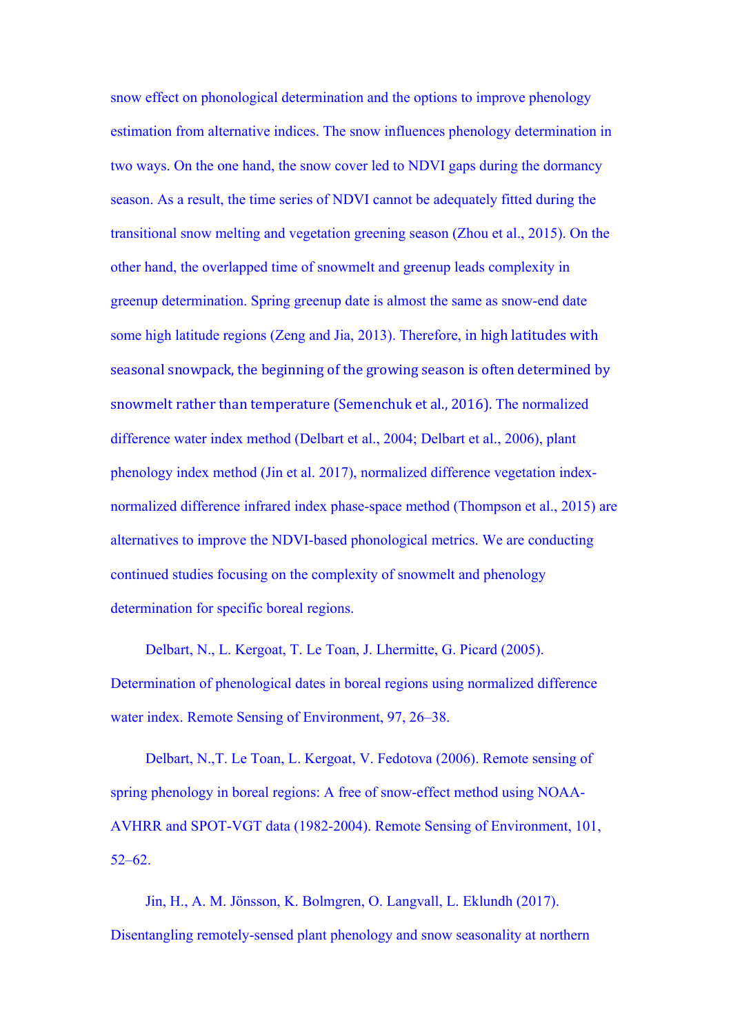snow effect on phonological determination and the options to improve phenology estimation from alternative indices. The snow influences phenology determination in two ways. On the one hand, the snow cover led to NDVI gaps during the dormancy season. As a result, the time series of NDVI cannot be adequately fitted during the transitional snow melting and vegetation greening season (Zhou et al., 2015). On the other hand, the overlapped time of snowmelt and greenup leads complexity in greenup determination. Spring greenup date is almost the same as snow-end date some high latitude regions (Zeng and Jia, 2013). Therefore, in high latitudes with seasonal snowpack, the beginning of the growing season is often determined by snowmelt rather than temperature (Semenchuk et al., 2016). The normalized difference water index method (Delbart et al., 2004; Delbart et al., 2006), plant phenology index method (Jin et al. 2017), normalized difference vegetation index-normalized difference infrared index phase-space method (Thompson et al., 2015) are alternatives to improve the NDVI-based phonological metrics. We are conducting continued studies focusing on the complexity of snowmelt and phenology determination for specific boreal regions.

Delbart, N., L. Kergoat, T. Le Toan, J. Lhermitte, G. Picard (2005). Determination of phenological dates in boreal regions using normalized difference water index. Remote Sensing of Environment, 97, 26–38.

Delbart, N.,T. Le Toan, L. Kergoat, V. Fedotova (2006). Remote sensing of spring phenology in boreal regions: A free of snow-effect method using NOAA-AVHRR and SPOT-VGT data (1982-2004). Remote Sensing of Environment, 101, 52–62.

Jin, H., A. M. Jönsson, K. Bolmgren, O. Langvall, L. Eklundh (2017). Disentangling remotely-sensed plant phenology and snow seasonality at northern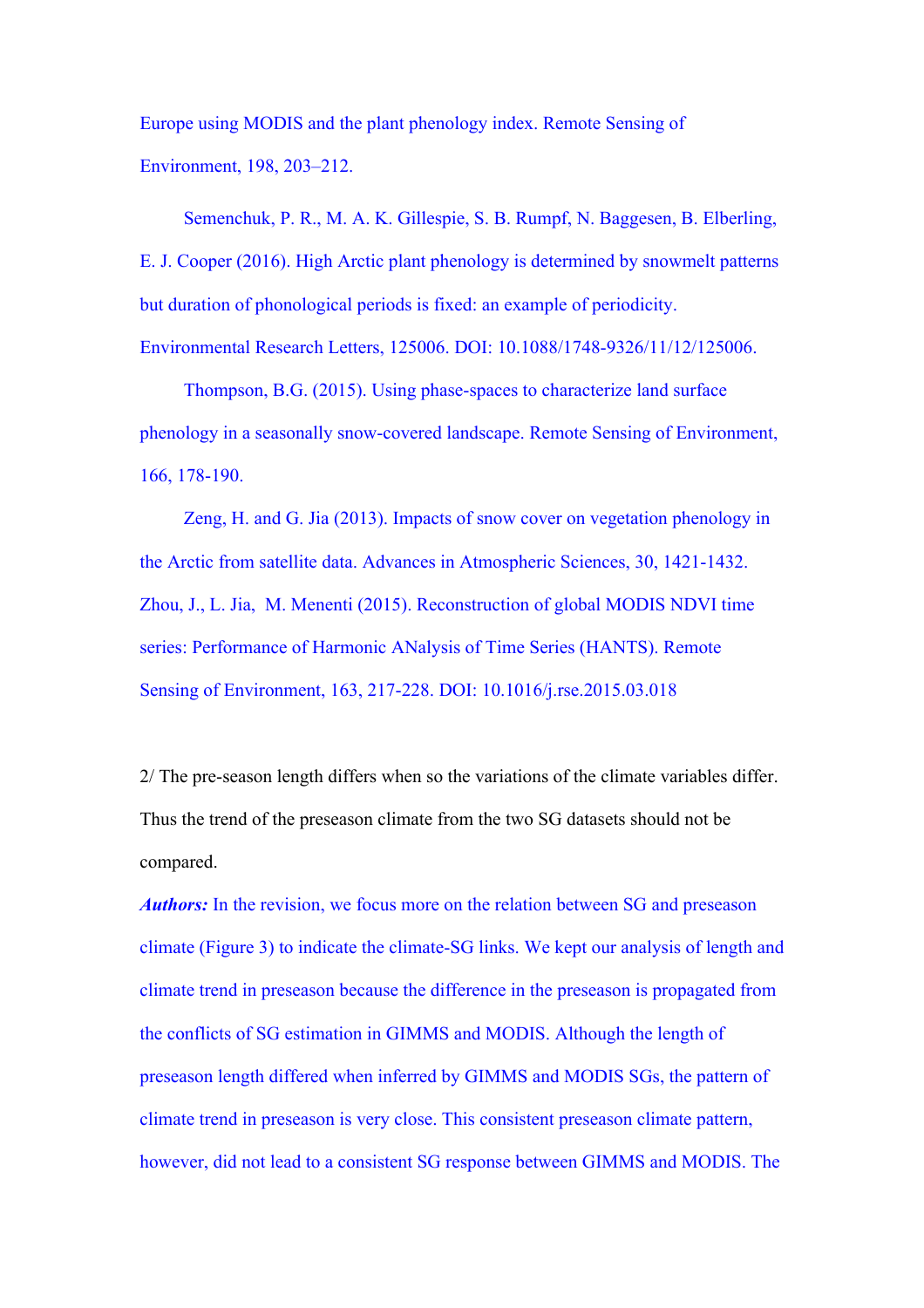Europe using MODIS and the plant phenology index. Remote Sensing of Environment, 198, 203–212.

Semenchuk, P. R., M. A. K. Gillespie, S. B. Rumpf, N. Baggesen, B. Elberling, E. J. Cooper (2016). High Arctic plant phenology is determined by snowmelt patterns but duration of phonological periods is fixed: an example of periodicity. Environmental Research Letters, 125006. DOI: 10.1088/1748-9326/11/12/125006.

Thompson, B.G. (2015). Using phase-spaces to characterize land surface phenology in a seasonally snow-covered landscape. Remote Sensing of Environment, 166, 178-190.

Zeng, H. and G. Jia (2013). Impacts of snow cover on vegetation phenology in the Arctic from satellite data. Advances in Atmospheric Sciences, 30, 1421-1432.

Zhou, J., L. Jia, M. Menenti (2015). Reconstruction of global MODIS NDVI time series: Performance of Harmonic ANalysis of Time Series (HANTS). Remote Sensing of Environment, 163, 217-228. DOI: 10.1016/j.rse.2015.03.018

2/ The pre-season length differs when so the variations of the climate variables differ. Thus the trend of the preseason climate from the two SG datasets should not be compared.

***Authors:*** In the revision, we focus more on the relation between SG and preseason climate (Figure 3) to indicate the climate-SG links. We kept our analysis of length and climate trend in preseason because the difference in the preseason is propagated from the conflicts of SG estimation in GIMMS and MODIS. Although the length of preseason length differed when inferred by GIMMS and MODIS SGs, the pattern of climate trend in preseason is very close. This consistent preseason climate pattern, however, did not lead to a consistent SG response between GIMMS and MODIS. The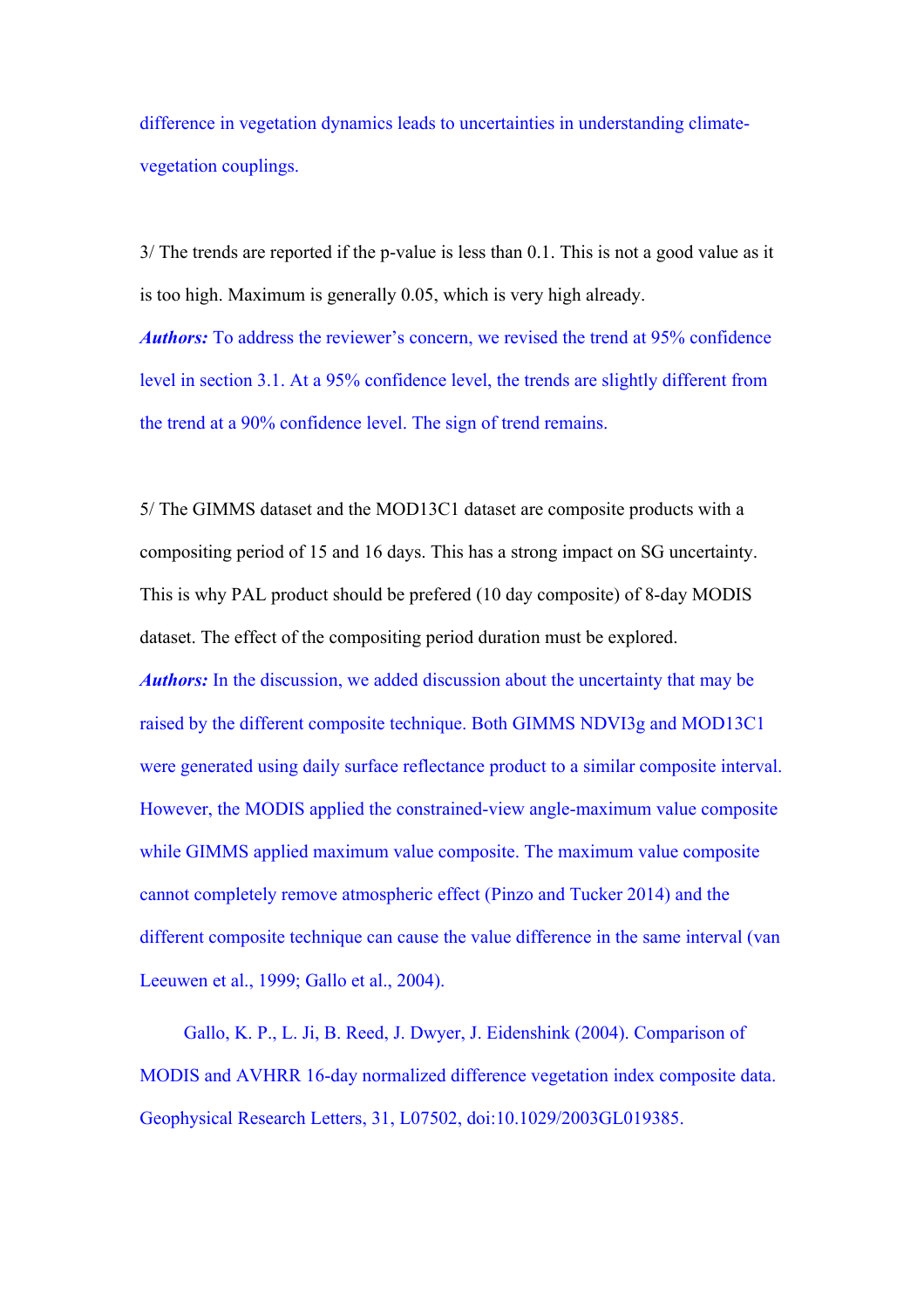difference in vegetation dynamics leads to uncertainties in understanding climate-vegetation couplings.

3/ The trends are reported if the p-value is less than 0.1. This is not a good value as it is too high. Maximum is generally 0.05, which is very high already.

***Authors:*** To address the reviewer's concern, we revised the trend at 95% confidence level in section 3.1. At a 95% confidence level, the trends are slightly different from the trend at a 90% confidence level. The sign of trend remains.

5/ The GIMMS dataset and the MOD13C1 dataset are composite products with a compositing period of 15 and 16 days. This has a strong impact on SG uncertainty. This is why PAL product should be prefered (10 day composite) of 8-day MODIS dataset. The effect of the compositing period duration must be explored.

***Authors:*** In the discussion, we added discussion about the uncertainty that may be raised by the different composite technique. Both GIMMS NDVI3g and MOD13C1 were generated using daily surface reflectance product to a similar composite interval. However, the MODIS applied the constrained-view angle-maximum value composite while GIMMS applied maximum value composite. The maximum value composite cannot completely remove atmospheric effect (Pinzo and Tucker 2014) and the different composite technique can cause the value difference in the same interval (van Leeuwen et al., 1999; Gallo et al., 2004).

Gallo, K. P., L. Ji, B. Reed, J. Dwyer, J. Eidenshink (2004). Comparison of MODIS and AVHRR 16-day normalized difference vegetation index composite data. Geophysical Research Letters, 31, L07502, doi:10.1029/2003GL019385.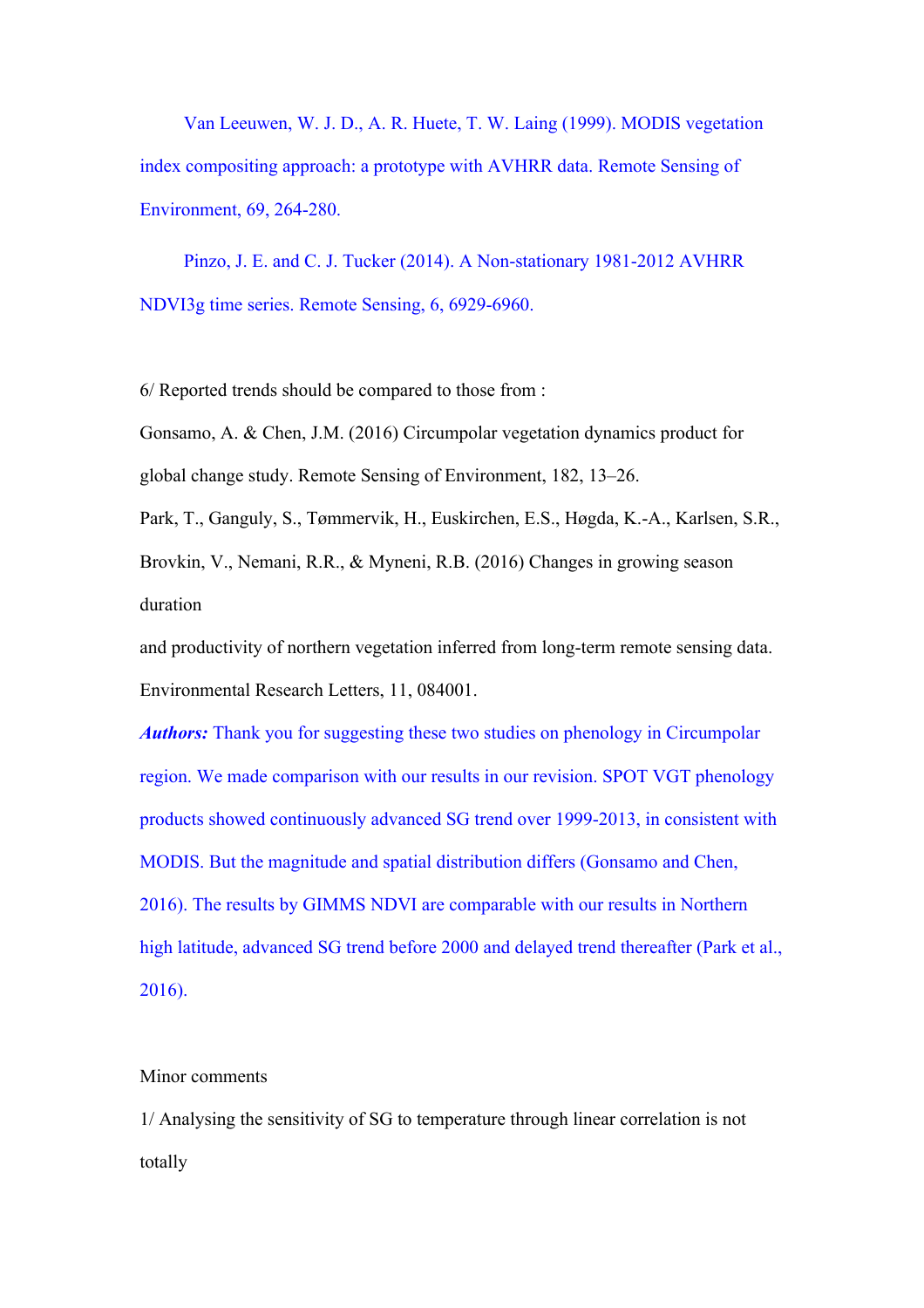Van Leeuwen, W. J. D., A. R. Huete, T. W. Laing (1999). MODIS vegetation index compositing approach: a prototype with AVHRR data. Remote Sensing of Environment, 69, 264-280.

Pinzo, J. E. and C. J. Tucker (2014). A Non-stationary 1981-2012 AVHRR NDVI3g time series. Remote Sensing, 6, 6929-6960.

6/ Reported trends should be compared to those from :

Gonsamo, A. & Chen, J.M. (2016) Circumpolar vegetation dynamics product for global change study. Remote Sensing of Environment, 182, 13–26.

Park, T., Ganguly, S., Tømmervik, H., Euskirchen, E.S., Høgda, K.-A., Karlsen, S.R., Brovkin, V., Nemani, R.R., & Myneni, R.B. (2016) Changes in growing season duration

and productivity of northern vegetation inferred from long-term remote sensing data. Environmental Research Letters, 11, 084001.

***Authors:*** Thank you for suggesting these two studies on phenology in Circumpolar region. We made comparison with our results in our revision. SPOT VGT phenology products showed continuously advanced SG trend over 1999-2013, in consistent with MODIS. But the magnitude and spatial distribution differs (Gonsamo and Chen, 2016). The results by GIMMS NDVI are comparable with our results in Northern high latitude, advanced SG trend before 2000 and delayed trend thereafter (Park et al., 2016).

Minor comments

1/ Analysing the sensitivity of SG to temperature through linear correlation is not totally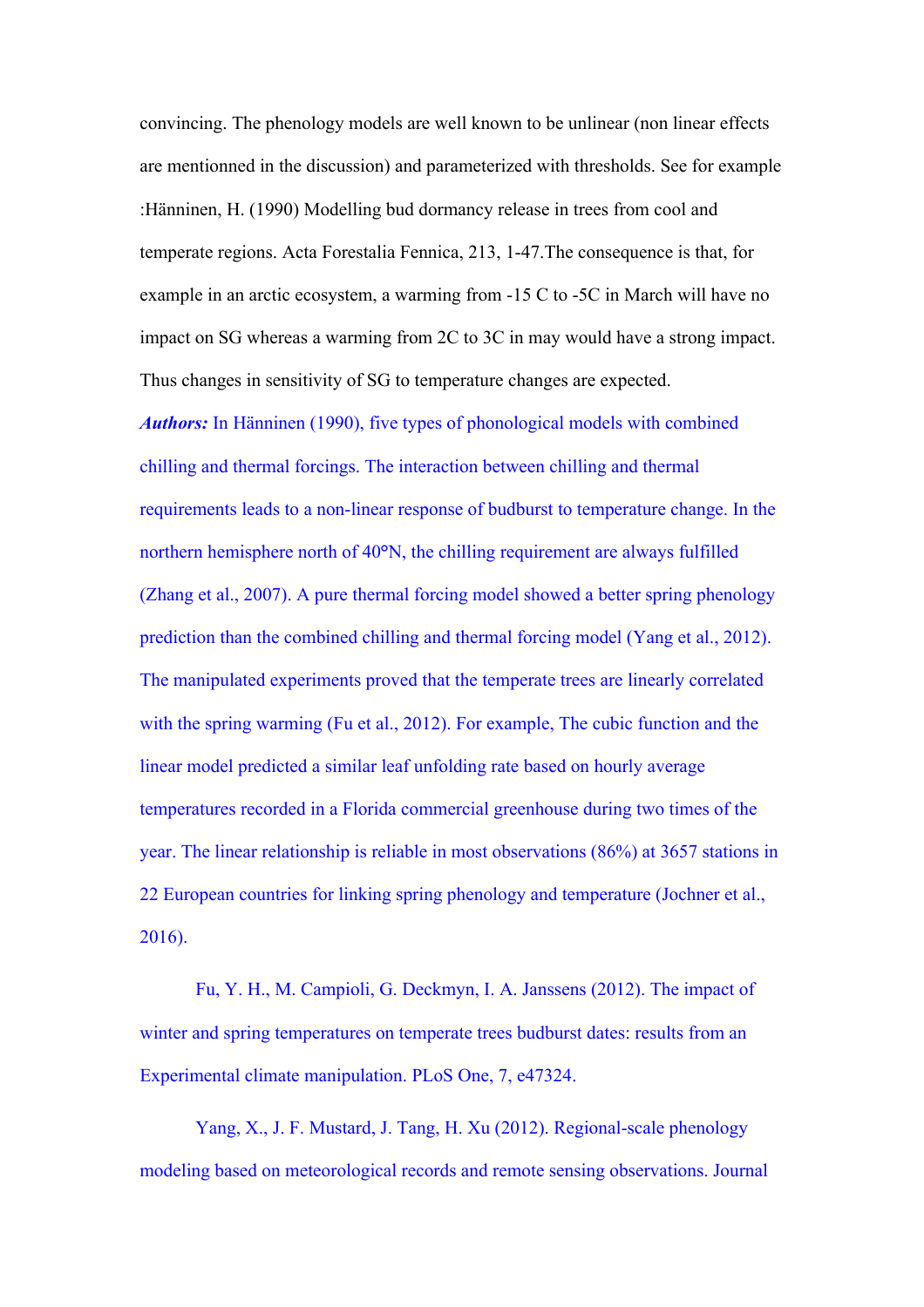convincing. The phenology models are well known to be unlinear (non linear effects are mentionned in the discussion) and parameterized with thresholds. See for example :Hänninen, H. (1990) Modelling bud dormancy release in trees from cool and temperate regions. Acta Forestalia Fennica, 213, 1-47.The consequence is that, for example in an arctic ecosystem, a warming from -15 C to -5C in March will have no impact on SG whereas a warming from 2C to 3C in may would have a strong impact. Thus changes in sensitivity of SG to temperature changes are expected.

***Authors:*** In Hänninen (1990), five types of phonological models with combined chilling and thermal forcings. The interaction between chilling and thermal requirements leads to a non-linear response of budburst to temperature change. In the northern hemisphere north of 40°N, the chilling requirement are always fulfilled (Zhang et al., 2007). A pure thermal forcing model showed a better spring phenology prediction than the combined chilling and thermal forcing model (Yang et al., 2012). The manipulated experiments proved that the temperate trees are linearly correlated with the spring warming (Fu et al., 2012). For example, The cubic function and the linear model predicted a similar leaf unfolding rate based on hourly average temperatures recorded in a Florida commercial greenhouse during two times of the year. The linear relationship is reliable in most observations (86%) at 3657 stations in 22 European countries for linking spring phenology and temperature (Jochner et al., 2016).

Fu, Y. H., M. Campioli, G. Deckmyn, I. A. Janssens (2012). The impact of winter and spring temperatures on temperate trees budburst dates: results from an Experimental climate manipulation. PLoS One, 7, e47324.

Yang, X., J. F. Mustard, J. Tang, H. Xu (2012). Regional-scale phenology modeling based on meteorological records and remote sensing observations. Journal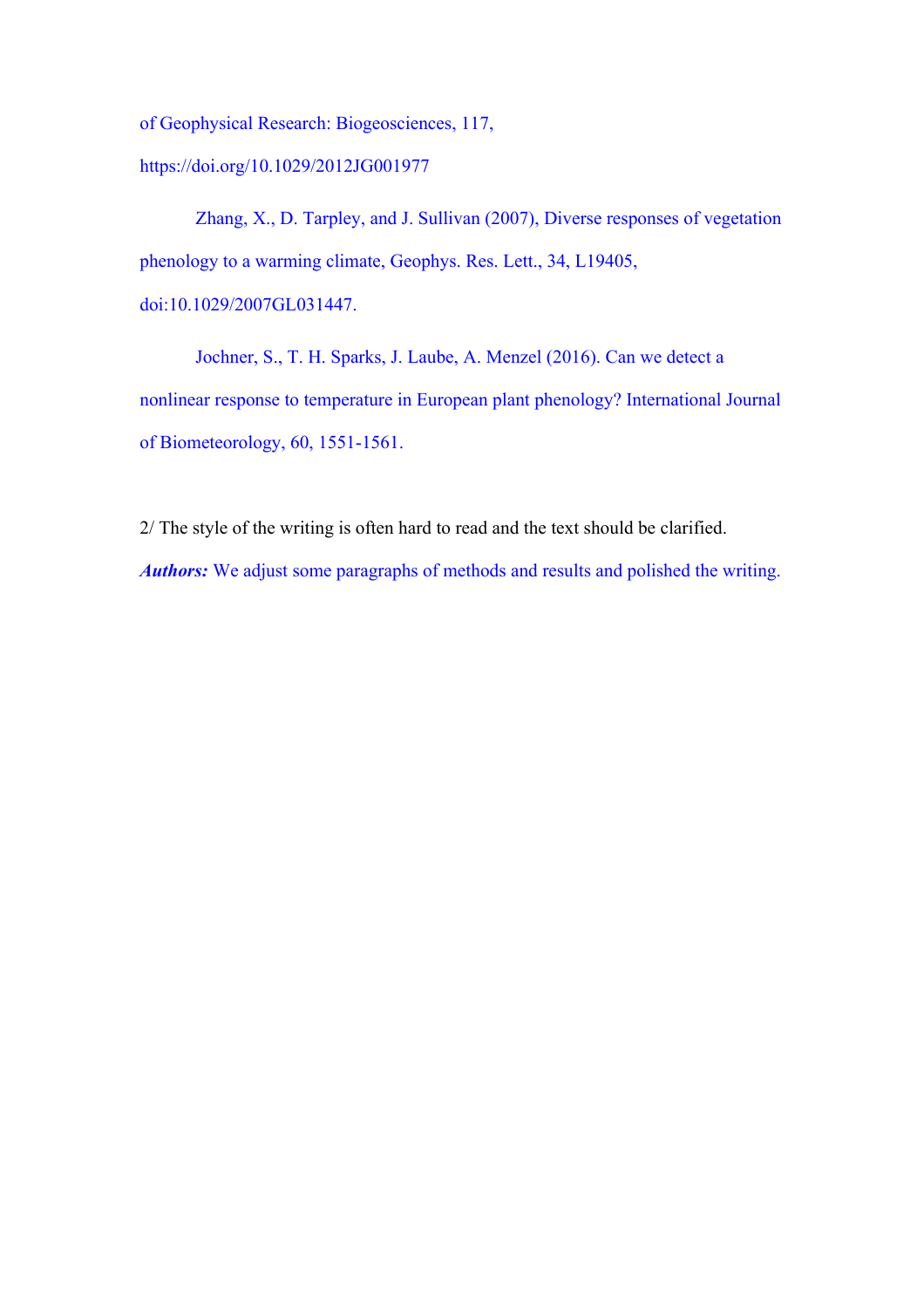of Geophysical Research: Biogeosciences, 117, https://doi.org/10.1029/2012JG001977

Zhang, X., D. Tarpley, and J. Sullivan (2007), Diverse responses of vegetation phenology to a warming climate, Geophys. Res. Lett., 34, L19405, doi:10.1029/2007GL031447.

Jochner, S., T. H. Sparks, J. Laube, A. Menzel (2016). Can we detect a nonlinear response to temperature in European plant phenology? International Journal of Biometeorology, 60, 1551-1561.

2/ The style of the writing is often hard to read and the text should be clarified.

***Authors:*** We adjust some paragraphs of methods and results and polished the writing.